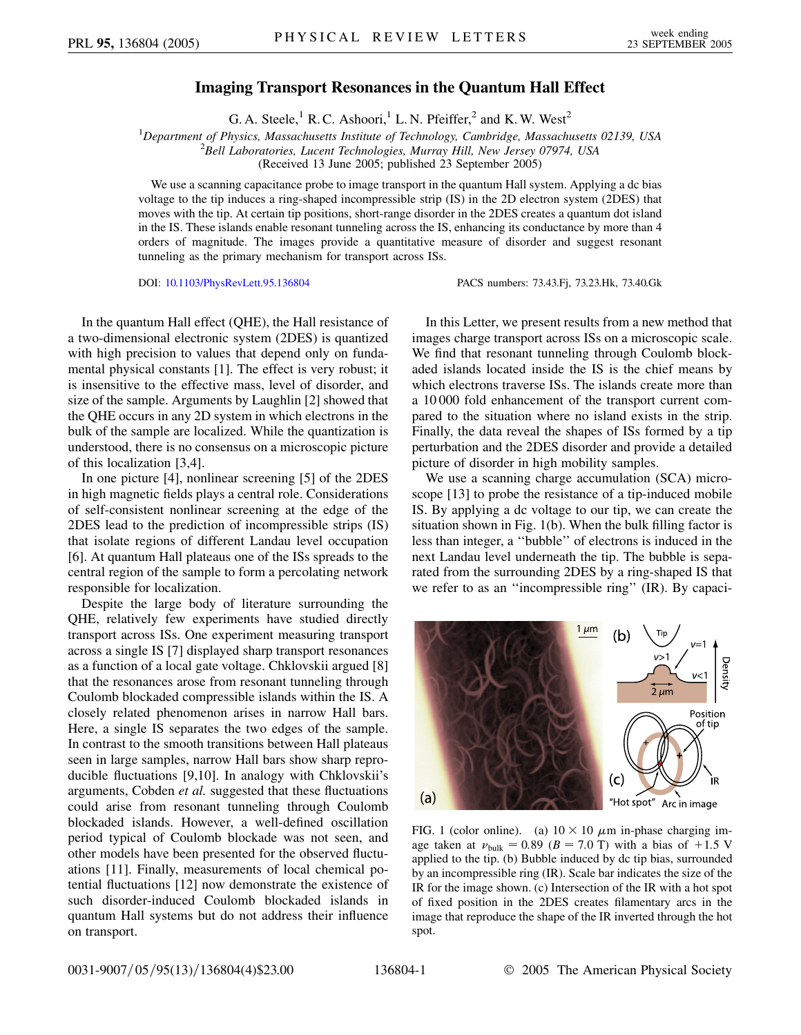# Imaging Transport Resonances in the Quantum Hall Effect

G. A. Steele,[1] R. C. Ashoori,[1] L. N. Pfeiffer,[2] and K. W. West[2]

[1]*Department of Physics, Massachusetts Institute of Technology, Cambridge, Massachusetts 02139, USA*
[2]*Bell Laboratories, Lucent Technologies, Murray Hill, New Jersey 07974, USA*
(Received 13 June 2005; published 23 September 2005)

We use a scanning capacitance probe to image transport in the quantum Hall system. Applying a dc bias voltage to the tip induces a ring-shaped incompressible strip (IS) in the 2D electron system (2DES) that moves with the tip. At certain tip positions, short-range disorder in the 2DES creates a quantum dot island in the IS. These islands enable resonant tunneling across the IS, enhancing its conductance by more than 4 orders of magnitude. The images provide a quantitative measure of disorder and suggest resonant tunneling as the primary mechanism for transport across ISs.

DOI: 10.1103/PhysRevLett.95.136804 PACS numbers: 73.43.Fj, 73.23.Hk, 73.40.Gk

In the quantum Hall effect (QHE), the Hall resistance of a two-dimensional electronic system (2DES) is quantized with high precision to values that depend only on fundamental physical constants [1]. The effect is very robust; it is insensitive to the effective mass, level of disorder, and size of the sample. Arguments by Laughlin [2] showed that the QHE occurs in any 2D system in which electrons in the bulk of the sample are localized. While the quantization is understood, there is no consensus on a microscopic picture of this localization [3,4].

In one picture [4], nonlinear screening [5] of the 2DES in high magnetic fields plays a central role. Considerations of self-consistent nonlinear screening at the edge of the 2DES lead to the prediction of incompressible strips (IS) that isolate regions of different Landau level occupation [6]. At quantum Hall plateaus one of the ISs spreads to the central region of the sample to form a percolating network responsible for localization.

Despite the large body of literature surrounding the QHE, relatively few experiments have studied directly transport across ISs. One experiment measuring transport across a single IS [7] displayed sharp transport resonances as a function of a local gate voltage. Chklovskii argued [8] that the resonances arose from resonant tunneling through Coulomb blockaded compressible islands within the IS. A closely related phenomenon arises in narrow Hall bars. Here, a single IS separates the two edges of the sample. In contrast to the smooth transitions between Hall plateaus seen in large samples, narrow Hall bars show sharp reproducible fluctuations [9,10]. In analogy with Chklovskii's arguments, Cobden *et al.* suggested that these fluctuations could arise from resonant tunneling through Coulomb blockaded islands. However, a well-defined oscillation period typical of Coulomb blockade was not seen, and other models have been presented for the observed fluctuations [11]. Finally, measurements of local chemical potential fluctuations [12] now demonstrate the existence of such disorder-induced Coulomb blockaded islands in quantum Hall systems but do not address their influence on transport.

In this Letter, we present results from a new method that images charge transport across ISs on a microscopic scale. We find that resonant tunneling through Coulomb blockaded islands located inside the IS is the chief means by which electrons traverse ISs. The islands create more than a 10 000 fold enhancement of the transport current compared to the situation where no island exists in the strip. Finally, the data reveal the shapes of ISs formed by a tip perturbation and the 2DES disorder and provide a detailed picture of disorder in high mobility samples.

We use a scanning charge accumulation (SCA) microscope [13] to probe the resistance of a tip-induced mobile IS. By applying a dc voltage to our tip, we can create the situation shown in Fig. 1(b). When the bulk filling factor is less than integer, a "bubble" of electrons is induced in the next Landau level underneath the tip. The bubble is separated from the surrounding 2DES by a ring-shaped IS that we refer to as an "incompressible ring" (IR). By capaci-

FIG. 1 (color online). (a) $10 \times 10$ $\mu$m in-phase charging image taken at $\nu_{\text{bulk}} = 0.89$ ($B = 7.0$ T) with a bias of $+1.5$ V applied to the tip. (b) Bubble induced by dc tip bias, surrounded by an incompressible ring (IR). Scale bar indicates the size of the IR for the image shown. (c) Intersection of the IR with a hot spot of fixed position in the 2DES creates filamentary arcs in the image that reproduce the shape of the IR inverted through the hot spot.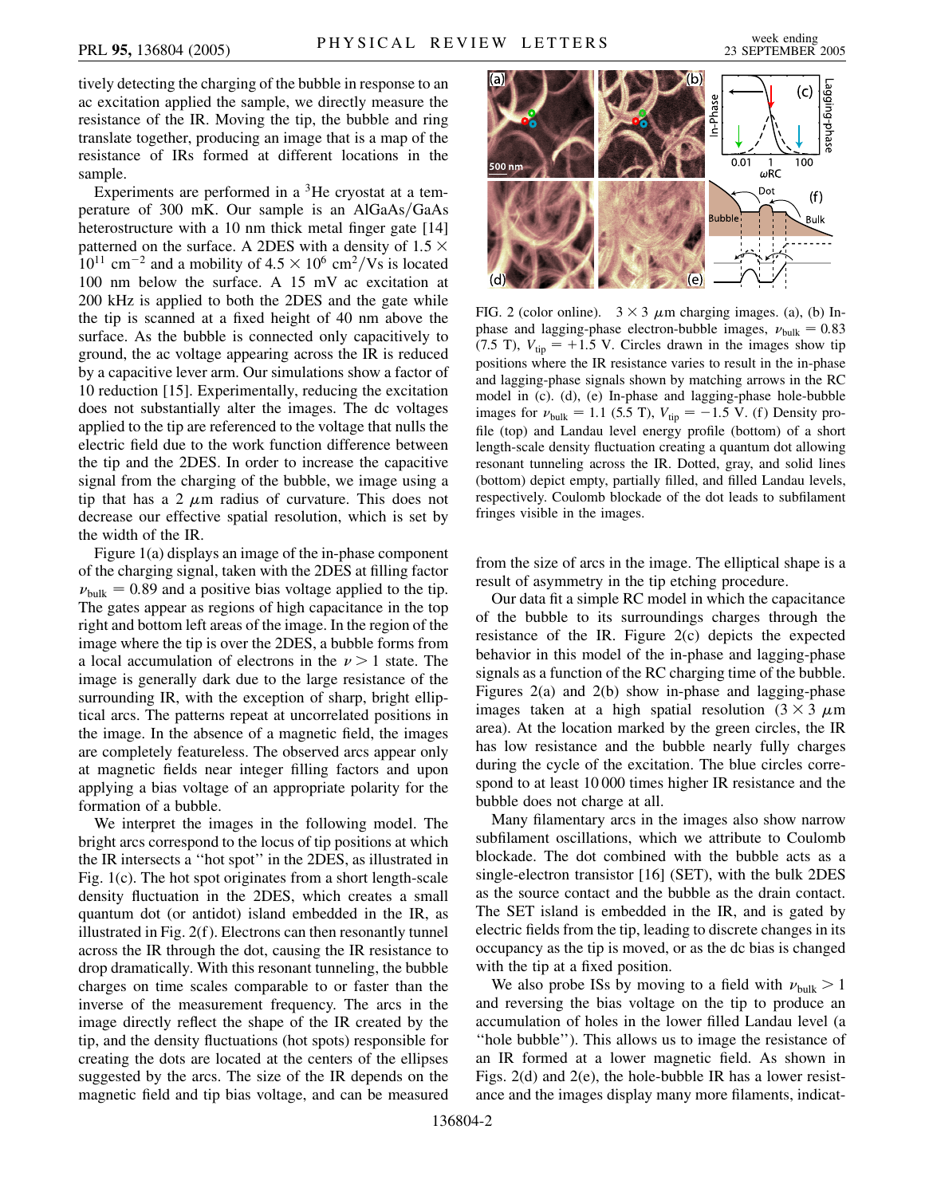tively detecting the charging of the bubble in response to an ac excitation applied the sample, we directly measure the resistance of the IR. Moving the tip, the bubble and ring translate together, producing an image that is a map of the resistance of IRs formed at different locations in the sample.

Experiments are performed in a $^3$He cryostat at a temperature of 300 mK. Our sample is an AlGaAs/GaAs heterostructure with a 10 nm thick metal finger gate [14] patterned on the surface. A 2DES with a density of $1.5 \times 10^{11}$ cm$^{-2}$ and a mobility of $4.5 \times 10^6$ cm$^2$/Vs is located 100 nm below the surface. A 15 mV ac excitation at 200 kHz is applied to both the 2DES and the gate while the tip is scanned at a fixed height of 40 nm above the surface. As the bubble is connected only capacitively to ground, the ac voltage appearing across the IR is reduced by a capacitive lever arm. Our simulations show a factor of 10 reduction [15]. Experimentally, reducing the excitation does not substantially alter the images. The dc voltages applied to the tip are referenced to the voltage that nulls the electric field due to the work function difference between the tip and the 2DES. In order to increase the capacitive signal from the charging of the bubble, we image using a tip that has a 2 $\mu$m radius of curvature. This does not decrease our effective spatial resolution, which is set by the width of the IR.

Figure 1(a) displays an image of the in-phase component of the charging signal, taken with the 2DES at filling factor $\nu_{\text{bulk}} = 0.89$ and a positive bias voltage applied to the tip. The gates appear as regions of high capacitance in the top right and bottom left areas of the image. In the region of the image where the tip is over the 2DES, a bubble forms from a local accumulation of electrons in the $\nu > 1$ state. The image is generally dark due to the large resistance of the surrounding IR, with the exception of sharp, bright elliptical arcs. The patterns repeat at uncorrelated positions in the image. In the absence of a magnetic field, the images are completely featureless. The observed arcs appear only at magnetic fields near integer filling factors and upon applying a bias voltage of an appropriate polarity for the formation of a bubble.

We interpret the images in the following model. The bright arcs correspond to the locus of tip positions at which the IR intersects a "hot spot" in the 2DES, as illustrated in Fig. 1(c). The hot spot originates from a short length-scale density fluctuation in the 2DES, which creates a small quantum dot (or antidot) island embedded in the IR, as illustrated in Fig. 2(f). Electrons can then resonantly tunnel across the IR through the dot, causing the IR resistance to drop dramatically. With this resonant tunneling, the bubble charges on time scales comparable to or faster than the inverse of the measurement frequency. The arcs in the image directly reflect the shape of the IR created by the tip, and the density fluctuations (hot spots) responsible for creating the dots are located at the centers of the ellipses suggested by the arcs. The size of the IR depends on the magnetic field and tip bias voltage, and can be measured from the size of arcs in the image. The elliptical shape is a result of asymmetry in the tip etching procedure.

FIG. 2 (color online). $3 \times 3$ $\mu$m charging images. (a), (b) In-phase and lagging-phase electron-bubble images, $\nu_{\text{bulk}} = 0.83$ (7.5 T), $V_{\text{tip}} = +1.5$ V. Circles drawn in the images show tip positions where the IR resistance varies to result in the in-phase and lagging-phase signals shown by matching arrows in the RC model in (c). (d), (e) In-phase and lagging-phase hole-bubble images for $\nu_{\text{bulk}} = 1.1$ (5.5 T), $V_{\text{tip}} = -1.5$ V. (f) Density profile (top) and Landau level energy profile (bottom) of a short length-scale density fluctuation creating a quantum dot allowing resonant tunneling across the IR. Dotted, gray, and solid lines (bottom) depict empty, partially filled, and filled Landau levels, respectively. Coulomb blockade of the dot leads to subfilament fringes visible in the images.

Our data fit a simple RC model in which the capacitance of the bubble to its surroundings charges through the resistance of the IR. Figure 2(c) depicts the expected behavior in this model of the in-phase and lagging-phase signals as a function of the RC charging time of the bubble. Figures 2(a) and 2(b) show in-phase and lagging-phase images taken at a high spatial resolution ($3 \times 3$ $\mu$m area). At the location marked by the green circles, the IR has low resistance and the bubble nearly fully charges during the cycle of the excitation. The blue circles correspond to at least 10 000 times higher IR resistance and the bubble does not charge at all.

Many filamentary arcs in the images also show narrow subfilament oscillations, which we attribute to Coulomb blockade. The dot combined with the bubble acts as a single-electron transistor [16] (SET), with the bulk 2DES as the source contact and the bubble as the drain contact. The SET island is embedded in the IR, and is gated by electric fields from the tip, leading to discrete changes in its occupancy as the tip is moved, or as the dc bias is changed with the tip at a fixed position.

We also probe ISs by moving to a field with $\nu_{\text{bulk}} > 1$ and reversing the bias voltage on the tip to produce an accumulation of holes in the lower filled Landau level (a "hole bubble"). This allows us to image the resistance of an IR formed at a lower magnetic field. As shown in Figs. 2(d) and 2(e), the hole-bubble IR has a lower resistance and the images display many more filaments, indicat-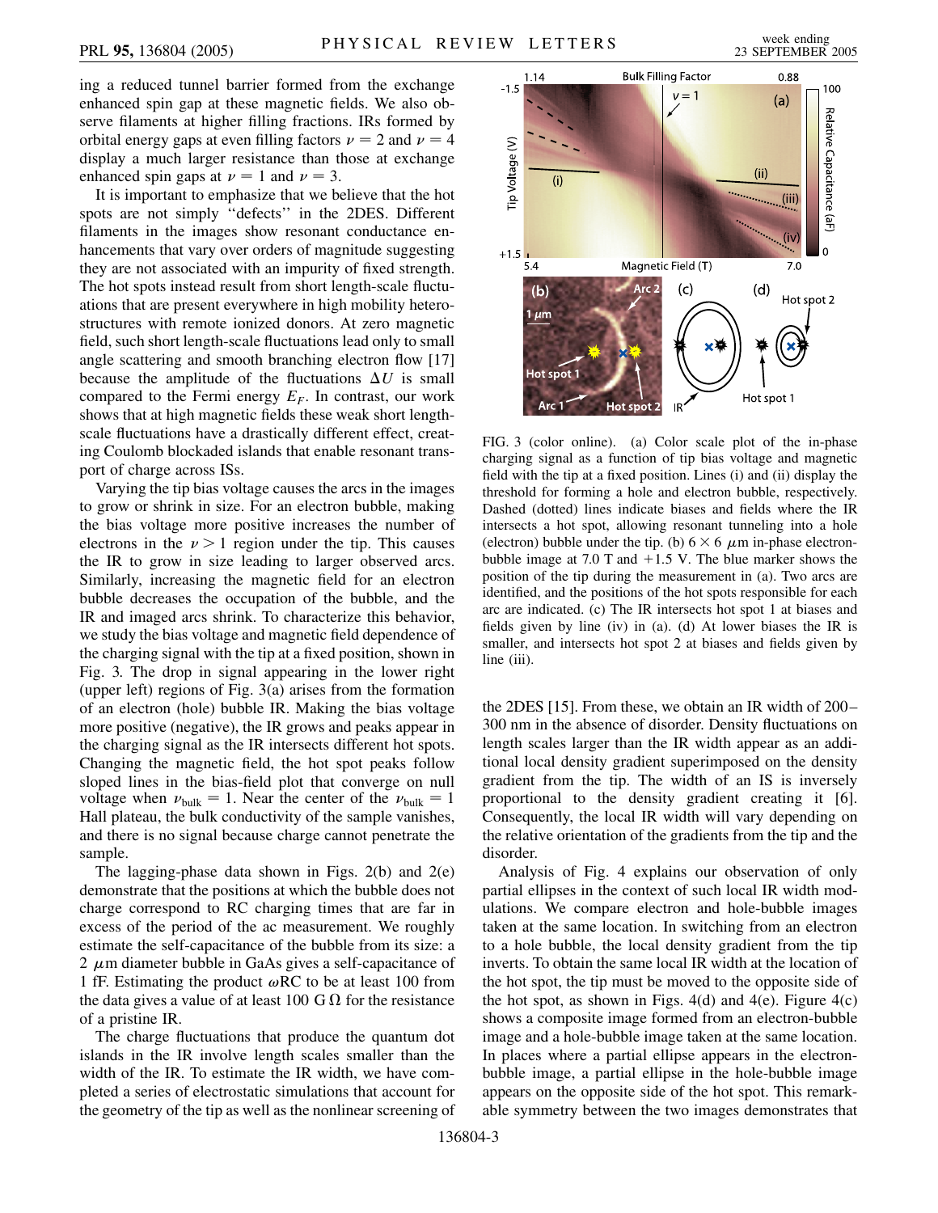ing a reduced tunnel barrier formed from the exchange enhanced spin gap at these magnetic fields. We also observe filaments at higher filling fractions. IRs formed by orbital energy gaps at even filling factors $\nu = 2$ and $\nu = 4$ display a much larger resistance than those at exchange enhanced spin gaps at $\nu = 1$ and $\nu = 3$.

It is important to emphasize that we believe that the hot spots are not simply "defects" in the 2DES. Different filaments in the images show resonant conductance enhancements that vary over orders of magnitude suggesting they are not associated with an impurity of fixed strength. The hot spots instead result from short length-scale fluctuations that are present everywhere in high mobility heterostructures with remote ionized donors. At zero magnetic field, such short length-scale fluctuations lead only to small angle scattering and smooth branching electron flow [17] because the amplitude of the fluctuations $\Delta U$ is small compared to the Fermi energy $E_F$. In contrast, our work shows that at high magnetic fields these weak short length-scale fluctuations have a drastically different effect, creating Coulomb blockaded islands that enable resonant transport of charge across ISs.

Varying the tip bias voltage causes the arcs in the images to grow or shrink in size. For an electron bubble, making the bias voltage more positive increases the number of electrons in the $\nu > 1$ region under the tip. This causes the IR to grow in size leading to larger observed arcs. Similarly, increasing the magnetic field for an electron bubble decreases the occupation of the bubble, and the IR and imaged arcs shrink. To characterize this behavior, we study the bias voltage and magnetic field dependence of the charging signal with the tip at a fixed position, shown in Fig. 3. The drop in signal appearing in the lower right (upper left) regions of Fig. 3(a) arises from the formation of an electron (hole) bubble IR. Making the bias voltage more positive (negative), the IR grows and peaks appear in the charging signal as the IR intersects different hot spots. Changing the magnetic field, the hot spot peaks follow sloped lines in the bias-field plot that converge on null voltage when $\nu_{\text{bulk}} = 1$. Near the center of the $\nu_{\text{bulk}} = 1$ Hall plateau, the bulk conductivity of the sample vanishes, and there is no signal because charge cannot penetrate the sample.

The lagging-phase data shown in Figs. 2(b) and 2(e) demonstrate that the positions at which the bubble does not charge correspond to RC charging times that are far in excess of the period of the ac measurement. We roughly estimate the self-capacitance of the bubble from its size: a 2 $\mu$m diameter bubble in GaAs gives a self-capacitance of 1 fF. Estimating the product $\omega$RC to be at least 100 from the data gives a value of at least 100 G$\Omega$ for the resistance of a pristine IR.

The charge fluctuations that produce the quantum dot islands in the IR involve length scales smaller than the width of the IR. To estimate the IR width, we have completed a series of electrostatic simulations that account for the geometry of the tip as well as the nonlinear screening of

FIG. 3 (color online). (a) Color scale plot of the in-phase charging signal as a function of tip bias voltage and magnetic field with the tip at a fixed position. Lines (i) and (ii) display the threshold for forming a hole and electron bubble, respectively. Dashed (dotted) lines indicate biases and fields where the IR intersects a hot spot, allowing resonant tunneling into a hole (electron) bubble under the tip. (b) $6 \times 6$ $\mu$m in-phase electron-bubble image at 7.0 T and +1.5 V. The blue marker shows the position of the tip during the measurement in (a). Two arcs are identified, and the positions of the hot spots responsible for each arc are indicated. (c) The IR intersects hot spot 1 at biases and fields given by line (iv) in (a). (d) At lower biases the IR is smaller, and intersects hot spot 2 at biases and fields given by line (iii).

the 2DES [15]. From these, we obtain an IR width of 200–300 nm in the absence of disorder. Density fluctuations on length scales larger than the IR width appear as an additional local density gradient superimposed on the density gradient from the tip. The width of an IS is inversely proportional to the density gradient creating it [6]. Consequently, the local IR width will vary depending on the relative orientation of the gradients from the tip and the disorder.

Analysis of Fig. 4 explains our observation of only partial ellipses in the context of such local IR width modulations. We compare electron and hole-bubble images taken at the same location. In switching from an electron to a hole bubble, the local density gradient from the tip inverts. To obtain the same local IR width at the location of the hot spot, the tip must be moved to the opposite side of the hot spot, as shown in Figs. 4(d) and 4(e). Figure 4(c) shows a composite image formed from an electron-bubble image and a hole-bubble image taken at the same location. In places where a partial ellipse appears in the electron-bubble image, a partial ellipse in the hole-bubble image appears on the opposite side of the hot spot. This remarkable symmetry between the two images demonstrates that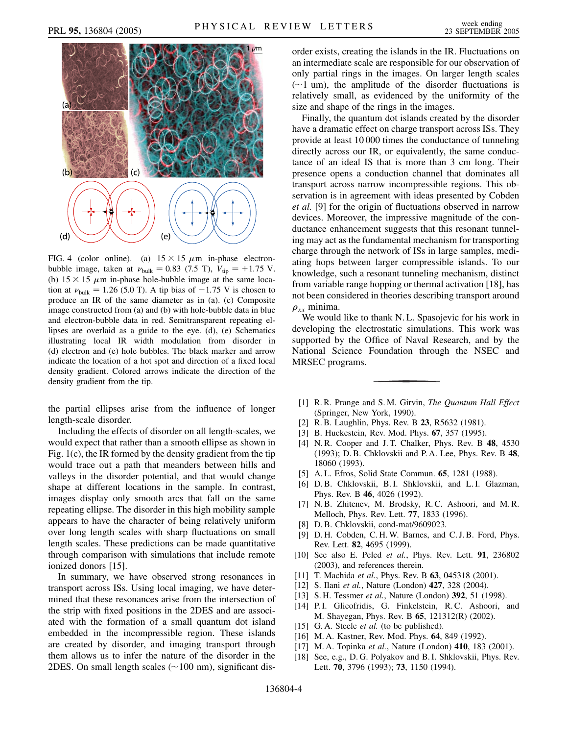FIG. 4 (color online). (a) $15 \times 15$ $\mu$m in-phase electron-bubble image, taken at $\nu_{\rm bulk} = 0.83$ (7.5 T), $V_{\rm tip} = +1.75$ V. (b) $15 \times 15$ $\mu$m in-phase hole-bubble image at the same location at $\nu_{\rm bulk} = 1.26$ (5.0 T). A tip bias of $-1.75$ V is chosen to produce an IR of the same diameter as in (a). (c) Composite image constructed from (a) and (b) with hole-bubble data in blue and electron-bubble data in red. Semitransparent repeating ellipses are overlaid as a guide to the eye. (d), (e) Schematics illustrating local IR width modulation from disorder in (d) electron and (e) hole bubbles. The black marker and arrow indicate the location of a hot spot and direction of a fixed local density gradient. Colored arrows indicate the direction of the density gradient from the tip.

the partial ellipses arise from the influence of longer length-scale disorder.

Including the effects of disorder on all length-scales, we would expect that rather than a smooth ellipse as shown in Fig. 1(c), the IR formed by the density gradient from the tip would trace out a path that meanders between hills and valleys in the disorder potential, and that would change shape at different locations in the sample. In contrast, images display only smooth arcs that fall on the same repeating ellipse. The disorder in this high mobility sample appears to have the character of being relatively uniform over long length scales with sharp fluctuations on small length scales. These predictions can be made quantitative through comparison with simulations that include remote ionized donors [15].

In summary, we have observed strong resonances in transport across ISs. Using local imaging, we have determined that these resonances arise from the intersection of the strip with fixed positions in the 2DES and are associated with the formation of a small quantum dot island embedded in the incompressible region. These islands are created by disorder, and imaging transport through them allows us to infer the nature of the disorder in the 2DES. On small length scales ($\sim$100 nm), significant disorder exists, creating the islands in the IR. Fluctuations on an intermediate scale are responsible for our observation of only partial rings in the images. On larger length scales ($\sim$1 um), the amplitude of the disorder fluctuations is relatively small, as evidenced by the uniformity of the size and shape of the rings in the images.

Finally, the quantum dot islands created by the disorder have a dramatic effect on charge transport across ISs. They provide at least 10 000 times the conductance of tunneling directly across our IR, or equivalently, the same conductance of an ideal IS that is more than 3 cm long. Their presence opens a conduction channel that dominates all transport across narrow incompressible regions. This observation is in agreement with ideas presented by Cobden *et al.* [9] for the origin of fluctuations observed in narrow devices. Moreover, the impressive magnitude of the conductance enhancement suggests that this resonant tunneling may act as the fundamental mechanism for transporting charge through the network of ISs in large samples, mediating hops between larger compressible islands. To our knowledge, such a resonant tunneling mechanism, distinct from variable range hopping or thermal activation [18], has not been considered in theories describing transport around $\rho_{xx}$ minima.

We would like to thank N. L. Spasojevic for his work in developing the electrostatic simulations. This work was supported by the Office of Naval Research, and by the National Science Foundation through the NSEC and MRSEC programs.

---

[1] R. R. Prange and S. M. Girvin, *The Quantum Hall Effect* (Springer, New York, 1990).
[2] R. B. Laughlin, Phys. Rev. B **23**, R5632 (1981).
[3] B. Huckestein, Rev. Mod. Phys. **67**, 357 (1995).
[4] N. R. Cooper and J. T. Chalker, Phys. Rev. B **48**, 4530 (1993); D. B. Chklovskii and P. A. Lee, Phys. Rev. B **48**, 18060 (1993).
[5] A. L. Efros, Solid State Commun. **65**, 1281 (1988).
[6] D. B. Chklovskii, B. I. Shklovskii, and L. I. Glazman, Phys. Rev. B **46**, 4026 (1992).
[7] N. B. Zhitenev, M. Brodsky, R. C. Ashoori, and M. R. Melloch, Phys. Rev. Lett. **77**, 1833 (1996).
[8] D. B. Chklovskii, cond-mat/9609023.
[9] D. H. Cobden, C. H. W. Barnes, and C. J. B. Ford, Phys. Rev. Lett. **82**, 4695 (1999).
[10] See also E. Peled *et al.*, Phys. Rev. Lett. **91**, 236802 (2003), and references therein.
[11] T. Machida *et al.*, Phys. Rev. B **63**, 045318 (2001).
[12] S. Ilani *et al.*, Nature (London) **427**, 328 (2004).
[13] S. H. Tessmer *et al.*, Nature (London) **392**, 51 (1998).
[14] P. I. Glicofridis, G. Finkelstein, R. C. Ashoori, and M. Shayegan, Phys. Rev. B **65**, 121312(R) (2002).
[15] G. A. Steele *et al.* (to be published).
[16] M. A. Kastner, Rev. Mod. Phys. **64**, 849 (1992).
[17] M. A. Topinka *et al.*, Nature (London) **410**, 183 (2001).
[18] See, e.g., D. G. Polyakov and B. I. Shklovskii, Phys. Rev. Lett. **70**, 3796 (1993); **73**, 1150 (1994).